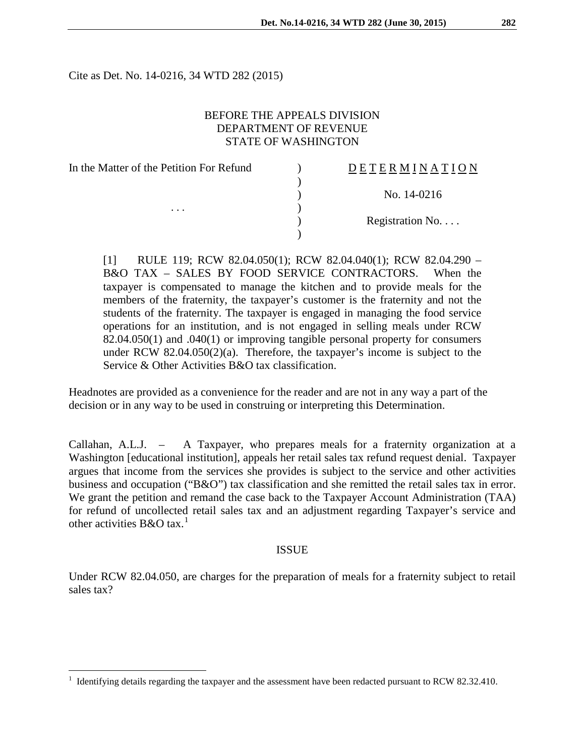Cite as Det. No. 14-0216, 34 WTD 282 (2015)

BEFORE THE APPEALS DIVISION
DEPARTMENT OF REVENUE
STATE OF WASHINGTON

| | | |
|---|---|---|
| In the Matter of the Petition For Refund | ) | D E T E R M I N A T I O N |
| | ) | |
| | ) | No. 14-0216 |
| . . . | ) | |
| | ) | Registration No. . . . |
| | ) | |

[1] RULE 119; RCW 82.04.050(1); RCW 82.04.040(1); RCW 82.04.290 – B&O TAX – SALES BY FOOD SERVICE CONTRACTORS. When the taxpayer is compensated to manage the kitchen and to provide meals for the members of the fraternity, the taxpayer's customer is the fraternity and not the students of the fraternity. The taxpayer is engaged in managing the food service operations for an institution, and is not engaged in selling meals under RCW 82.04.050(1) and .040(1) or improving tangible personal property for consumers under RCW 82.04.050(2)(a). Therefore, the taxpayer's income is subject to the Service & Other Activities B&O tax classification.

Headnotes are provided as a convenience for the reader and are not in any way a part of the decision or in any way to be used in construing or interpreting this Determination.

Callahan, A.L.J. – A Taxpayer, who prepares meals for a fraternity organization at a Washington [educational institution], appeals her retail sales tax refund request denial. Taxpayer argues that income from the services she provides is subject to the service and other activities business and occupation ("B&O") tax classification and she remitted the retail sales tax in error. We grant the petition and remand the case back to the Taxpayer Account Administration (TAA) for refund of uncollected retail sales tax and an adjustment regarding Taxpayer's service and other activities B&O tax.[1]

## ISSUE

Under RCW 82.04.050, are charges for the preparation of meals for a fraternity subject to retail sales tax?

[1] Identifying details regarding the taxpayer and the assessment have been redacted pursuant to RCW 82.32.410.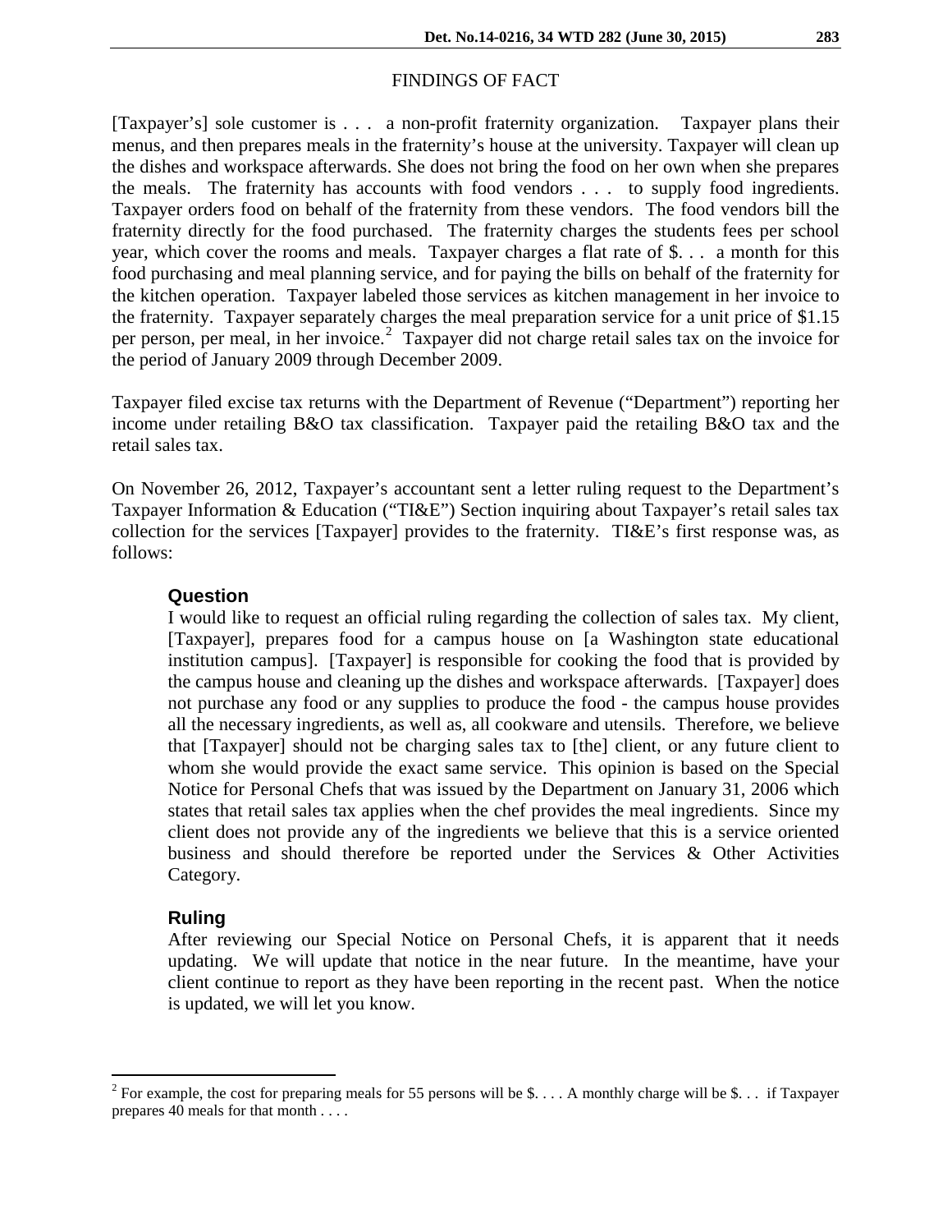## FINDINGS OF FACT

[Taxpayer's] sole customer is . . . a non-profit fraternity organization. Taxpayer plans their menus, and then prepares meals in the fraternity's house at the university. Taxpayer will clean up the dishes and workspace afterwards. She does not bring the food on her own when she prepares the meals. The fraternity has accounts with food vendors . . . to supply food ingredients. Taxpayer orders food on behalf of the fraternity from these vendors. The food vendors bill the fraternity directly for the food purchased. The fraternity charges the students fees per school year, which cover the rooms and meals. Taxpayer charges a flat rate of $. . . a month for this food purchasing and meal planning service, and for paying the bills on behalf of the fraternity for the kitchen operation. Taxpayer labeled those services as kitchen management in her invoice to the fraternity. Taxpayer separately charges the meal preparation service for a unit price of $1.15 per person, per meal, in her invoice.[2] Taxpayer did not charge retail sales tax on the invoice for the period of January 2009 through December 2009.

Taxpayer filed excise tax returns with the Department of Revenue ("Department") reporting her income under retailing B&O tax classification. Taxpayer paid the retailing B&O tax and the retail sales tax.

On November 26, 2012, Taxpayer's accountant sent a letter ruling request to the Department's Taxpayer Information & Education ("TI&E") Section inquiring about Taxpayer's retail sales tax collection for the services [Taxpayer] provides to the fraternity. TI&E's first response was, as follows:

> **Question**
>
> I would like to request an official ruling regarding the collection of sales tax. My client, [Taxpayer], prepares food for a campus house on [a Washington state educational institution campus]. [Taxpayer] is responsible for cooking the food that is provided by the campus house and cleaning up the dishes and workspace afterwards. [Taxpayer] does not purchase any food or any supplies to produce the food - the campus house provides all the necessary ingredients, as well as, all cookware and utensils. Therefore, we believe that [Taxpayer] should not be charging sales tax to [the] client, or any future client to whom she would provide the exact same service. This opinion is based on the Special Notice for Personal Chefs that was issued by the Department on January 31, 2006 which states that retail sales tax applies when the chef provides the meal ingredients. Since my client does not provide any of the ingredients we believe that this is a service oriented business and should therefore be reported under the Services & Other Activities Category.
>
> **Ruling**
>
> After reviewing our Special Notice on Personal Chefs, it is apparent that it needs updating. We will update that notice in the near future. In the meantime, have your client continue to report as they have been reporting in the recent past. When the notice is updated, we will let you know.

---

[2] For example, the cost for preparing meals for 55 persons will be $. . . . A monthly charge will be $. . . if Taxpayer prepares 40 meals for that month . . . .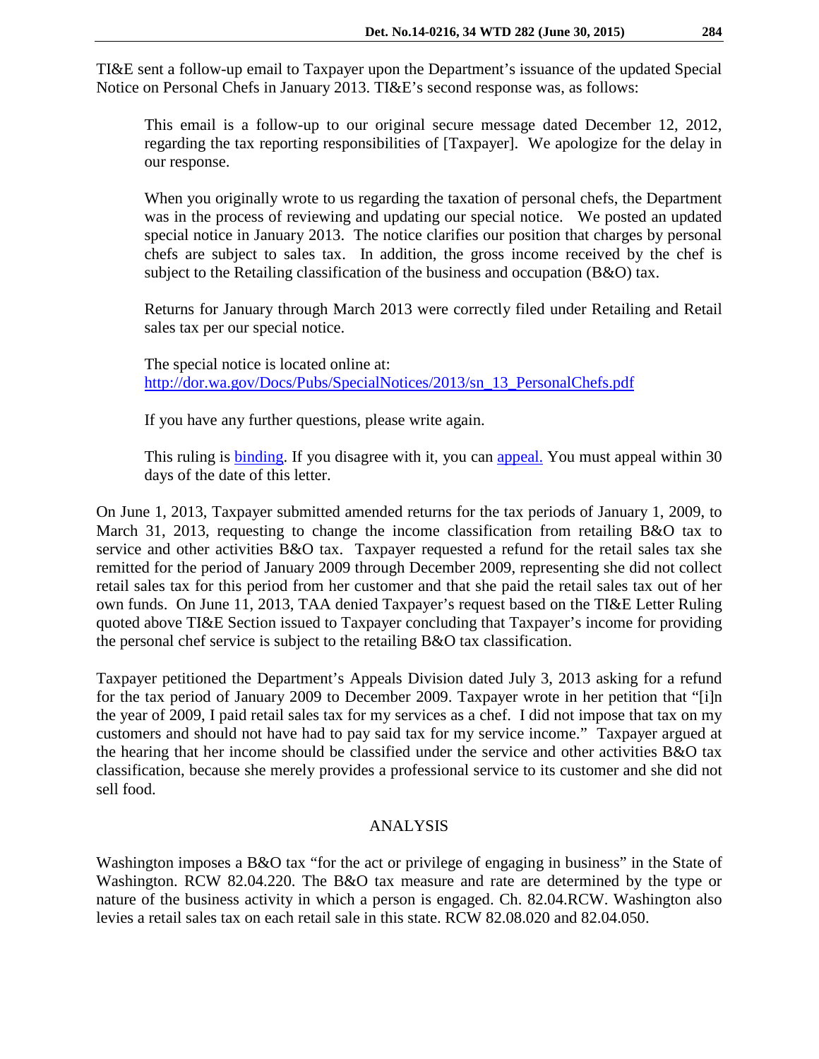TI&E sent a follow-up email to Taxpayer upon the Department's issuance of the updated Special Notice on Personal Chefs in January 2013. TI&E's second response was, as follows:

> This email is a follow-up to our original secure message dated December 12, 2012, regarding the tax reporting responsibilities of [Taxpayer]. We apologize for the delay in our response.
>
> When you originally wrote to us regarding the taxation of personal chefs, the Department was in the process of reviewing and updating our special notice. We posted an updated special notice in January 2013. The notice clarifies our position that charges by personal chefs are subject to sales tax. In addition, the gross income received by the chef is subject to the Retailing classification of the business and occupation (B&O) tax.
>
> Returns for January through March 2013 were correctly filed under Retailing and Retail sales tax per our special notice.
>
> The special notice is located online at: [http://dor.wa.gov/Docs/Pubs/SpecialNotices/2013/sn_13_PersonalChefs.pdf](http://dor.wa.gov/Docs/Pubs/SpecialNotices/2013/sn_13_PersonalChefs.pdf)
>
> If you have any further questions, please write again.
>
> This ruling is binding. If you disagree with it, you can appeal. You must appeal within 30 days of the date of this letter.

On June 1, 2013, Taxpayer submitted amended returns for the tax periods of January 1, 2009, to March 31, 2013, requesting to change the income classification from retailing B&O tax to service and other activities B&O tax. Taxpayer requested a refund for the retail sales tax she remitted for the period of January 2009 through December 2009, representing she did not collect retail sales tax for this period from her customer and that she paid the retail sales tax out of her own funds. On June 11, 2013, TAA denied Taxpayer's request based on the TI&E Letter Ruling quoted above TI&E Section issued to Taxpayer concluding that Taxpayer's income for providing the personal chef service is subject to the retailing B&O tax classification.

Taxpayer petitioned the Department's Appeals Division dated July 3, 2013 asking for a refund for the tax period of January 2009 to December 2009. Taxpayer wrote in her petition that "[i]n the year of 2009, I paid retail sales tax for my services as a chef. I did not impose that tax on my customers and should not have had to pay said tax for my service income." Taxpayer argued at the hearing that her income should be classified under the service and other activities B&O tax classification, because she merely provides a professional service to its customer and she did not sell food.

## ANALYSIS

Washington imposes a B&O tax "for the act or privilege of engaging in business" in the State of Washington. RCW 82.04.220. The B&O tax measure and rate are determined by the type or nature of the business activity in which a person is engaged. Ch. 82.04.RCW. Washington also levies a retail sales tax on each retail sale in this state. RCW 82.08.020 and 82.04.050.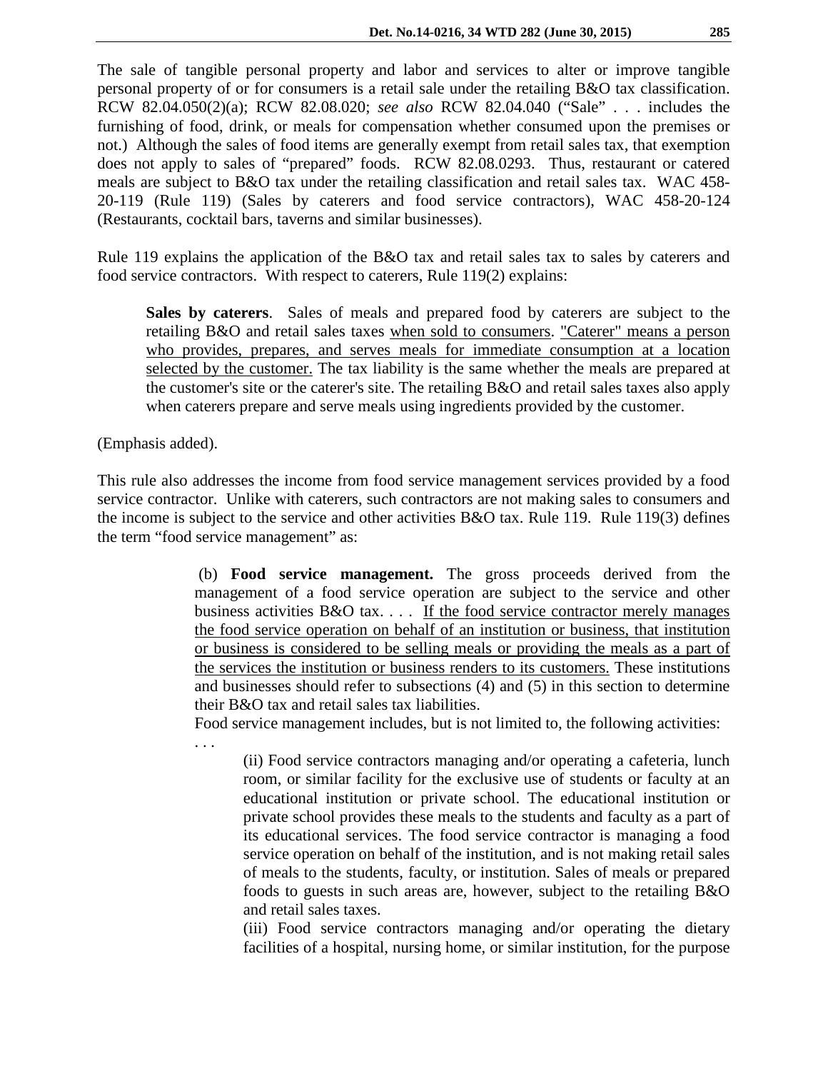The sale of tangible personal property and labor and services to alter or improve tangible personal property of or for consumers is a retail sale under the retailing B&O tax classification. RCW 82.04.050(2)(a); RCW 82.08.020; *see also* RCW 82.04.040 ("Sale" . . . includes the furnishing of food, drink, or meals for compensation whether consumed upon the premises or not.) Although the sales of food items are generally exempt from retail sales tax, that exemption does not apply to sales of "prepared" foods. RCW 82.08.0293. Thus, restaurant or catered meals are subject to B&O tax under the retailing classification and retail sales tax. WAC 458-20-119 (Rule 119) (Sales by caterers and food service contractors), WAC 458-20-124 (Restaurants, cocktail bars, taverns and similar businesses).

Rule 119 explains the application of the B&O tax and retail sales tax to sales by caterers and food service contractors. With respect to caterers, Rule 119(2) explains:

> **Sales by caterers**. Sales of meals and prepared food by caterers are subject to the retailing B&O and retail sales taxes <u>when sold to consumers</u>. <u>"Caterer" means a person who provides, prepares, and serves meals for immediate consumption at a location selected by the customer.</u> The tax liability is the same whether the meals are prepared at the customer's site or the caterer's site. The retailing B&O and retail sales taxes also apply when caterers prepare and serve meals using ingredients provided by the customer.

(Emphasis added).

This rule also addresses the income from food service management services provided by a food service contractor. Unlike with caterers, such contractors are not making sales to consumers and the income is subject to the service and other activities B&O tax. Rule 119. Rule 119(3) defines the term "food service management" as:

> (b) **Food service management.** The gross proceeds derived from the management of a food service operation are subject to the service and other business activities B&O tax. . . . <u>If the food service contractor merely manages the food service operation on behalf of an institution or business, that institution or business is considered to be selling meals or providing the meals as a part of the services the institution or business renders to its customers.</u> These institutions and businesses should refer to subsections (4) and (5) in this section to determine their B&O tax and retail sales tax liabilities.
>
> Food service management includes, but is not limited to, the following activities:
>
> . . .
>
> (ii) Food service contractors managing and/or operating a cafeteria, lunch room, or similar facility for the exclusive use of students or faculty at an educational institution or private school. The educational institution or private school provides these meals to the students and faculty as a part of its educational services. The food service contractor is managing a food service operation on behalf of the institution, and is not making retail sales of meals to the students, faculty, or institution. Sales of meals or prepared foods to guests in such areas are, however, subject to the retailing B&O and retail sales taxes.
>
> (iii) Food service contractors managing and/or operating the dietary facilities of a hospital, nursing home, or similar institution, for the purpose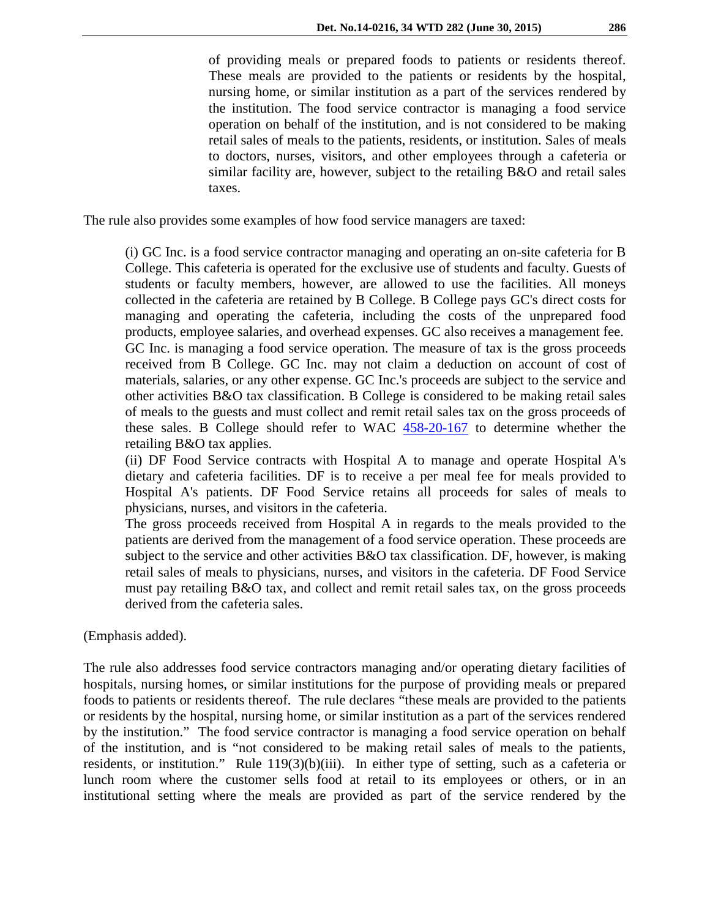> of providing meals or prepared foods to patients or residents thereof. These meals are provided to the patients or residents by the hospital, nursing home, or similar institution as a part of the services rendered by the institution. The food service contractor is managing a food service operation on behalf of the institution, and is not considered to be making retail sales of meals to the patients, residents, or institution. Sales of meals to doctors, nurses, visitors, and other employees through a cafeteria or similar facility are, however, subject to the retailing B&O and retail sales taxes.

The rule also provides some examples of how food service managers are taxed:

> (i) GC Inc. is a food service contractor managing and operating an on-site cafeteria for B College. This cafeteria is operated for the exclusive use of students and faculty. Guests of students or faculty members, however, are allowed to use the facilities. All moneys collected in the cafeteria are retained by B College. B College pays GC's direct costs for managing and operating the cafeteria, including the costs of the unprepared food products, employee salaries, and overhead expenses. GC also receives a management fee. GC Inc. is managing a food service operation. The measure of tax is the gross proceeds received from B College. GC Inc. may not claim a deduction on account of cost of materials, salaries, or any other expense. GC Inc.'s proceeds are subject to the service and other activities B&O tax classification. B College is considered to be making retail sales of meals to the guests and must collect and remit retail sales tax on the gross proceeds of these sales. B College should refer to WAC 458-20-167 to determine whether the retailing B&O tax applies.
>
> (ii) DF Food Service contracts with Hospital A to manage and operate Hospital A's dietary and cafeteria facilities. DF is to receive a per meal fee for meals provided to Hospital A's patients. DF Food Service retains all proceeds for sales of meals to physicians, nurses, and visitors in the cafeteria.
>
> The gross proceeds received from Hospital A in regards to the meals provided to the patients are derived from the management of a food service operation. These proceeds are subject to the service and other activities B&O tax classification. DF, however, is making retail sales of meals to physicians, nurses, and visitors in the cafeteria. DF Food Service must pay retailing B&O tax, and collect and remit retail sales tax, on the gross proceeds derived from the cafeteria sales.

(Emphasis added).

The rule also addresses food service contractors managing and/or operating dietary facilities of hospitals, nursing homes, or similar institutions for the purpose of providing meals or prepared foods to patients or residents thereof. The rule declares "these meals are provided to the patients or residents by the hospital, nursing home, or similar institution as a part of the services rendered by the institution." The food service contractor is managing a food service operation on behalf of the institution, and is "not considered to be making retail sales of meals to the patients, residents, or institution." Rule 119(3)(b)(iii). In either type of setting, such as a cafeteria or lunch room where the customer sells food at retail to its employees or others, or in an institutional setting where the meals are provided as part of the service rendered by the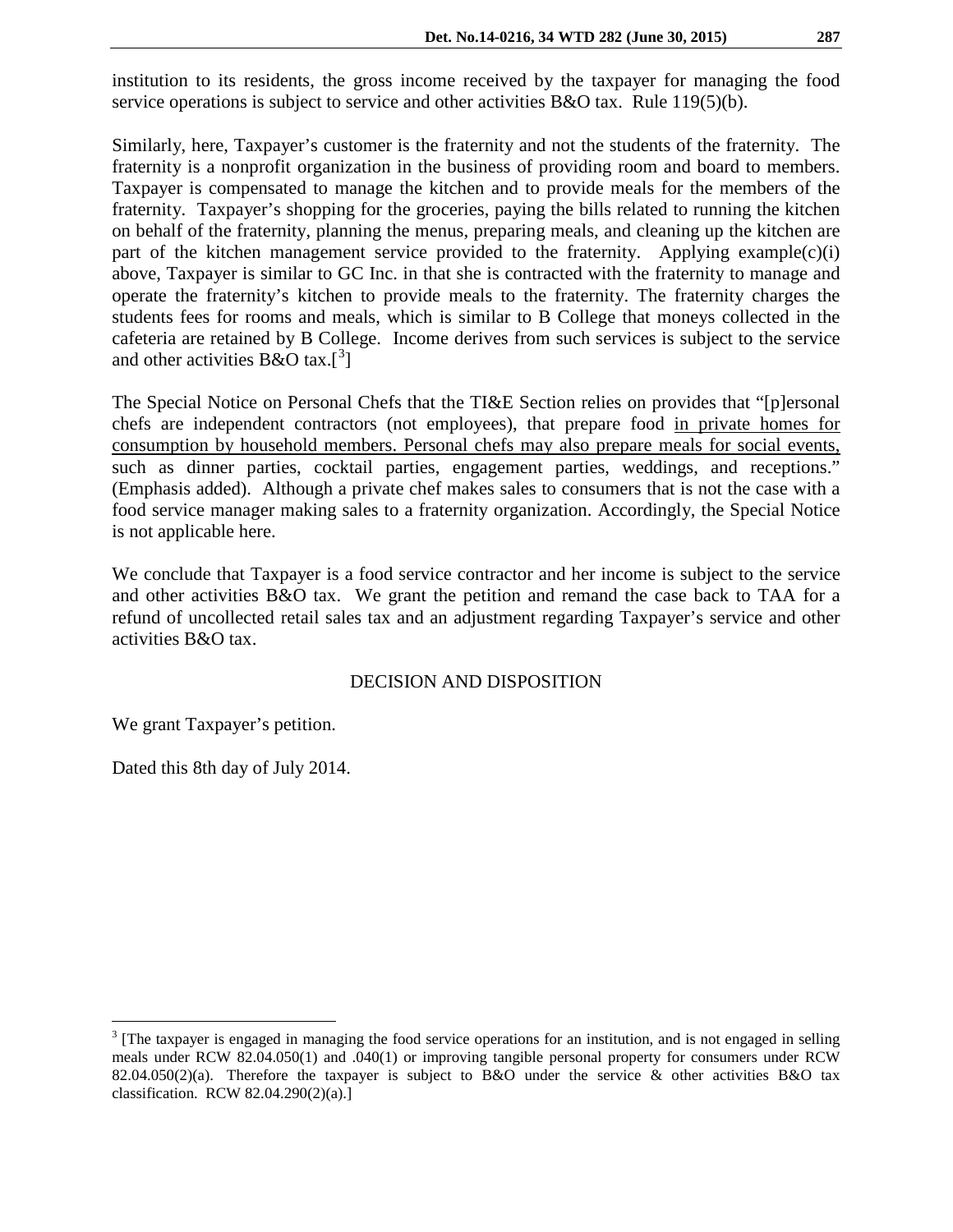institution to its residents, the gross income received by the taxpayer for managing the food service operations is subject to service and other activities B&O tax. Rule 119(5)(b).

Similarly, here, Taxpayer's customer is the fraternity and not the students of the fraternity. The fraternity is a nonprofit organization in the business of providing room and board to members. Taxpayer is compensated to manage the kitchen and to provide meals for the members of the fraternity. Taxpayer's shopping for the groceries, paying the bills related to running the kitchen on behalf of the fraternity, planning the menus, preparing meals, and cleaning up the kitchen are part of the kitchen management service provided to the fraternity. Applying example(c)(i) above, Taxpayer is similar to GC Inc. in that she is contracted with the fraternity to manage and operate the fraternity's kitchen to provide meals to the fraternity. The fraternity charges the students fees for rooms and meals, which is similar to B College that moneys collected in the cafeteria are retained by B College. Income derives from such services is subject to the service and other activities B&O tax.[[3]]

The Special Notice on Personal Chefs that the TI&E Section relies on provides that "[p]ersonal chefs are independent contractors (not employees), that prepare food <u>in private homes for consumption by household members. Personal chefs may also prepare meals for social events,</u> such as dinner parties, cocktail parties, engagement parties, weddings, and receptions." (Emphasis added). Although a private chef makes sales to consumers that is not the case with a food service manager making sales to a fraternity organization. Accordingly, the Special Notice is not applicable here.

We conclude that Taxpayer is a food service contractor and her income is subject to the service and other activities B&O tax. We grant the petition and remand the case back to TAA for a refund of uncollected retail sales tax and an adjustment regarding Taxpayer's service and other activities B&O tax.

## DECISION AND DISPOSITION

We grant Taxpayer's petition.

Dated this 8th day of July 2014.

---

[3] [The taxpayer is engaged in managing the food service operations for an institution, and is not engaged in selling meals under RCW 82.04.050(1) and .040(1) or improving tangible personal property for consumers under RCW 82.04.050(2)(a). Therefore the taxpayer is subject to B&O under the service & other activities B&O tax classification. RCW 82.04.290(2)(a).]